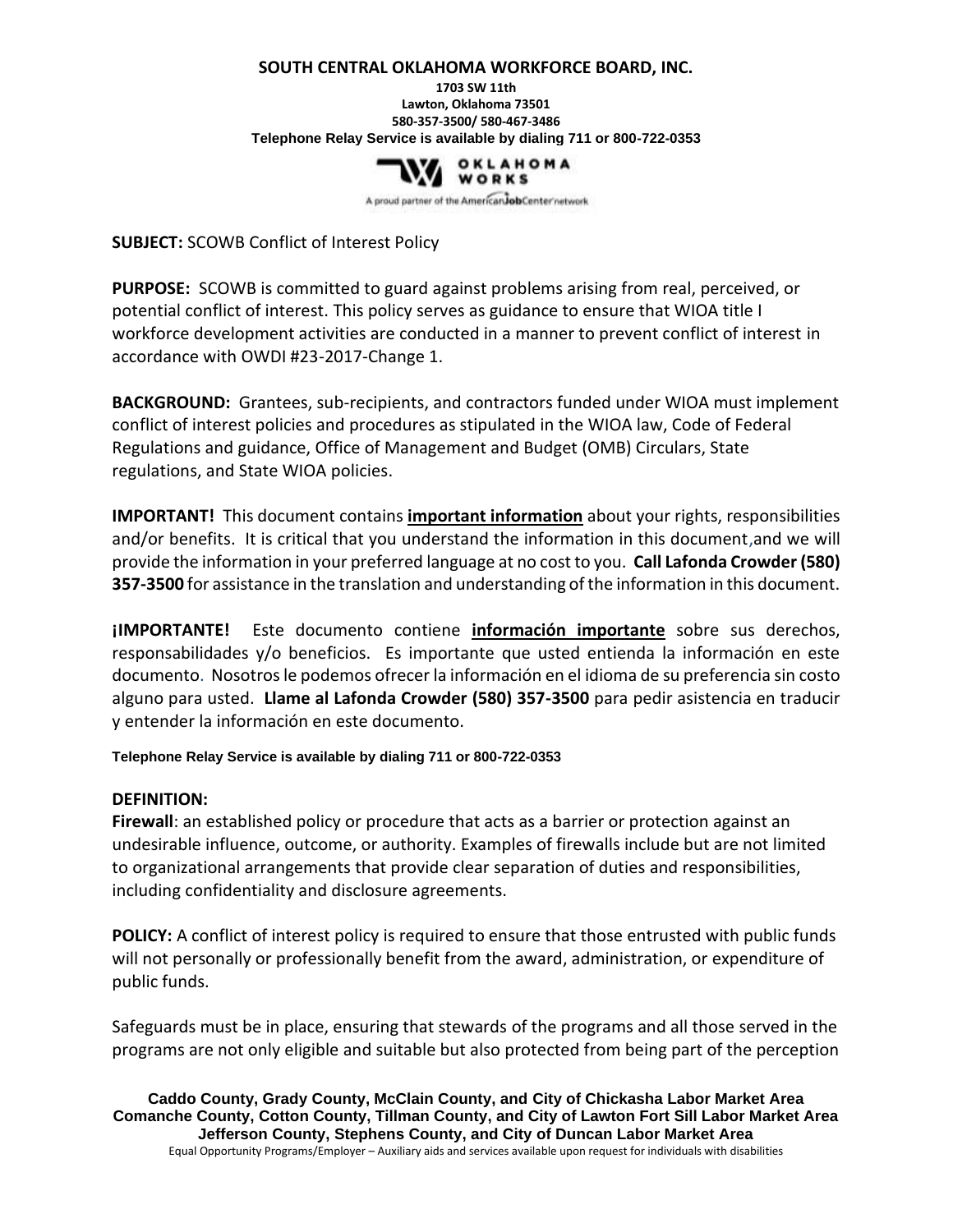**SOUTH CENTRAL OKLAHOMA WORKFORCE BOARD, INC.**

**1703 SW 11th**
**Lawton, Oklahoma 73501**
**580-357-3500/ 580-467-3486**
**Telephone Relay Service is available by dialing 711 or 800-722-0353**

OKLAHOMA WORKS

A proud partner of the AmericanJobCenter network

**SUBJECT:** SCOWB Conflict of Interest Policy

**PURPOSE:** SCOWB is committed to guard against problems arising from real, perceived, or potential conflict of interest. This policy serves as guidance to ensure that WIOA title I workforce development activities are conducted in a manner to prevent conflict of interest in accordance with OWDI #23-2017-Change 1.

**BACKGROUND:** Grantees, sub-recipients, and contractors funded under WIOA must implement conflict of interest policies and procedures as stipulated in the WIOA law, Code of Federal Regulations and guidance, Office of Management and Budget (OMB) Circulars, State regulations, and State WIOA policies.

**IMPORTANT!** This document contains **important information** about your rights, responsibilities and/or benefits. It is critical that you understand the information in this document,and we will provide the information in your preferred language at no cost to you. **Call Lafonda Crowder (580) 357-3500** for assistance in the translation and understanding of the information in this document.

**¡IMPORTANTE!** Este documento contiene **información importante** sobre sus derechos, responsabilidades y/o beneficios. Es importante que usted entienda la información en este documento. Nosotros le podemos ofrecer la información en el idioma de su preferencia sin costo alguno para usted. **Llame al Lafonda Crowder (580) 357-3500** para pedir asistencia en traducir y entender la información en este documento.

**Telephone Relay Service is available by dialing 711 or 800-722-0353**

**DEFINITION:**

**Firewall**: an established policy or procedure that acts as a barrier or protection against an undesirable influence, outcome, or authority. Examples of firewalls include but are not limited to organizational arrangements that provide clear separation of duties and responsibilities, including confidentiality and disclosure agreements.

**POLICY:** A conflict of interest policy is required to ensure that those entrusted with public funds will not personally or professionally benefit from the award, administration, or expenditure of public funds.

Safeguards must be in place, ensuring that stewards of the programs and all those served in the programs are not only eligible and suitable but also protected from being part of the perception

**Caddo County, Grady County, McClain County, and City of Chickasha Labor Market Area**
**Comanche County, Cotton County, Tillman County, and City of Lawton Fort Sill Labor Market Area**
**Jefferson County, Stephens County, and City of Duncan Labor Market Area**

Equal Opportunity Programs/Employer – Auxiliary aids and services available upon request for individuals with disabilities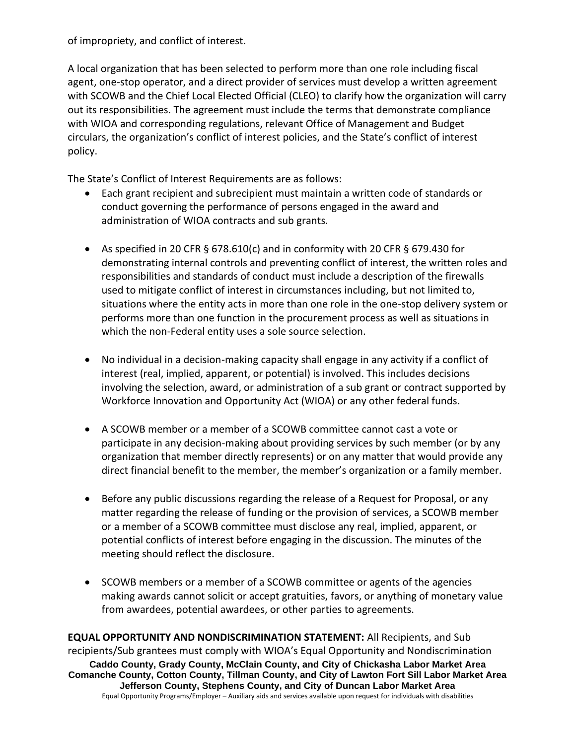of impropriety, and conflict of interest.

A local organization that has been selected to perform more than one role including fiscal agent, one-stop operator, and a direct provider of services must develop a written agreement with SCOWB and the Chief Local Elected Official (CLEO) to clarify how the organization will carry out its responsibilities. The agreement must include the terms that demonstrate compliance with WIOA and corresponding regulations, relevant Office of Management and Budget circulars, the organization's conflict of interest policies, and the State's conflict of interest policy.

The State's Conflict of Interest Requirements are as follows:

- Each grant recipient and subrecipient must maintain a written code of standards or conduct governing the performance of persons engaged in the award and administration of WIOA contracts and sub grants.

- As specified in 20 CFR § 678.610(c) and in conformity with 20 CFR § 679.430 for demonstrating internal controls and preventing conflict of interest, the written roles and responsibilities and standards of conduct must include a description of the firewalls used to mitigate conflict of interest in circumstances including, but not limited to, situations where the entity acts in more than one role in the one-stop delivery system or performs more than one function in the procurement process as well as situations in which the non-Federal entity uses a sole source selection.

- No individual in a decision-making capacity shall engage in any activity if a conflict of interest (real, implied, apparent, or potential) is involved. This includes decisions involving the selection, award, or administration of a sub grant or contract supported by Workforce Innovation and Opportunity Act (WIOA) or any other federal funds.

- A SCOWB member or a member of a SCOWB committee cannot cast a vote or participate in any decision-making about providing services by such member (or by any organization that member directly represents) or on any matter that would provide any direct financial benefit to the member, the member's organization or a family member.

- Before any public discussions regarding the release of a Request for Proposal, or any matter regarding the release of funding or the provision of services, a SCOWB member or a member of a SCOWB committee must disclose any real, implied, apparent, or potential conflicts of interest before engaging in the discussion. The minutes of the meeting should reflect the disclosure.

- SCOWB members or a member of a SCOWB committee or agents of the agencies making awards cannot solicit or accept gratuities, favors, or anything of monetary value from awardees, potential awardees, or other parties to agreements.

**EQUAL OPPORTUNITY AND NONDISCRIMINATION STATEMENT:** All Recipients, and Sub recipients/Sub grantees must comply with WIOA's Equal Opportunity and Nondiscrimination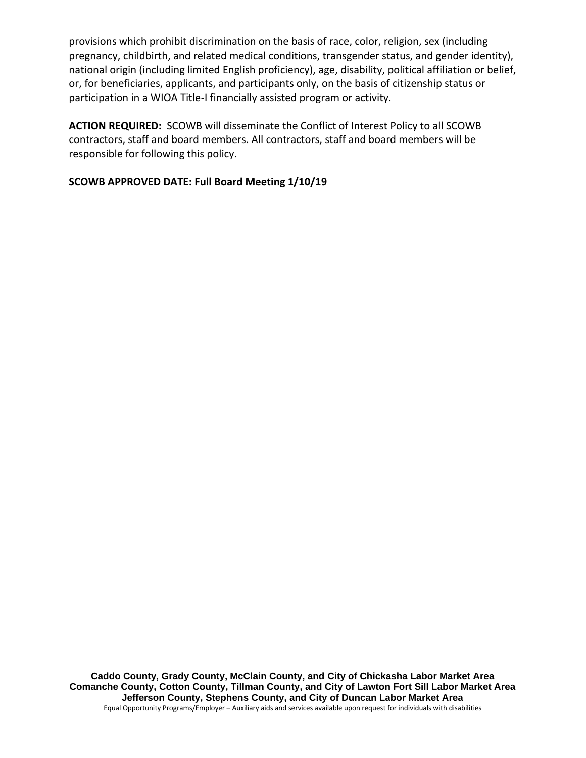provisions which prohibit discrimination on the basis of race, color, religion, sex (including pregnancy, childbirth, and related medical conditions, transgender status, and gender identity), national origin (including limited English proficiency), age, disability, political affiliation or belief, or, for beneficiaries, applicants, and participants only, on the basis of citizenship status or participation in a WIOA Title-I financially assisted program or activity.

**ACTION REQUIRED:** SCOWB will disseminate the Conflict of Interest Policy to all SCOWB contractors, staff and board members. All contractors, staff and board members will be responsible for following this policy.

**SCOWB APPROVED DATE: Full Board Meeting 1/10/19**